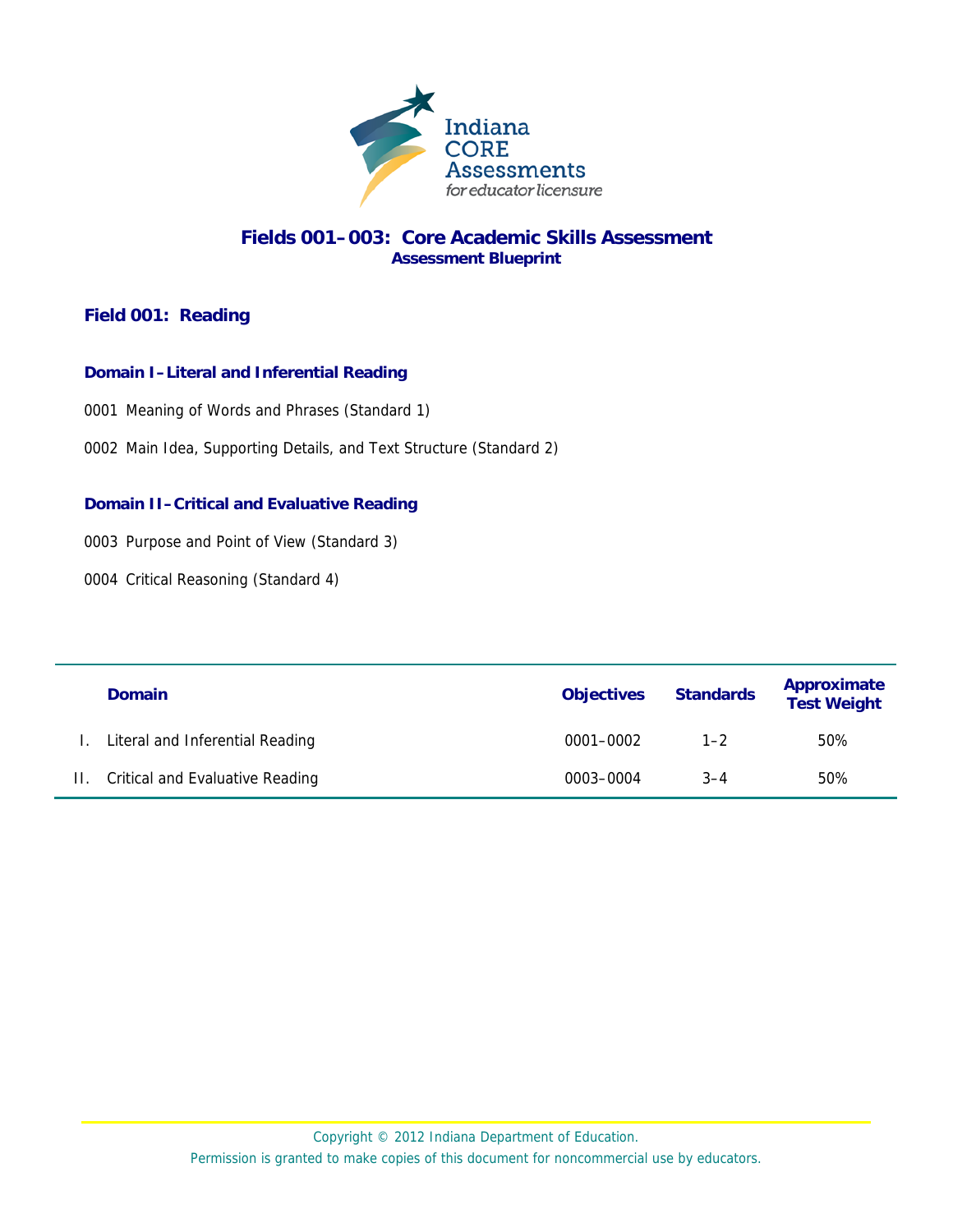# Fields 001–003: Core Academic Skills Assessment

**Assessment Blueprint**

## Field 001: Reading

### Domain I–Literal and Inferential Reading

0001 Meaning of Words and Phrases (Standard 1)

0002 Main Idea, Supporting Details, and Text Structure (Standard 2)

### Domain II–Critical and Evaluative Reading

0003 Purpose and Point of View (Standard 3)

0004 Critical Reasoning (Standard 4)

| | Domain | Objectives | Standards | Approximate Test Weight |
|---|---|---|---|---|
| I. | Literal and Inferential Reading | 0001–0002 | 1–2 | 50% |
| II. | Critical and Evaluative Reading | 0003–0004 | 3–4 | 50% |

Copyright © 2012 Indiana Department of Education.
Permission is granted to make copies of this document for noncommercial use by educators.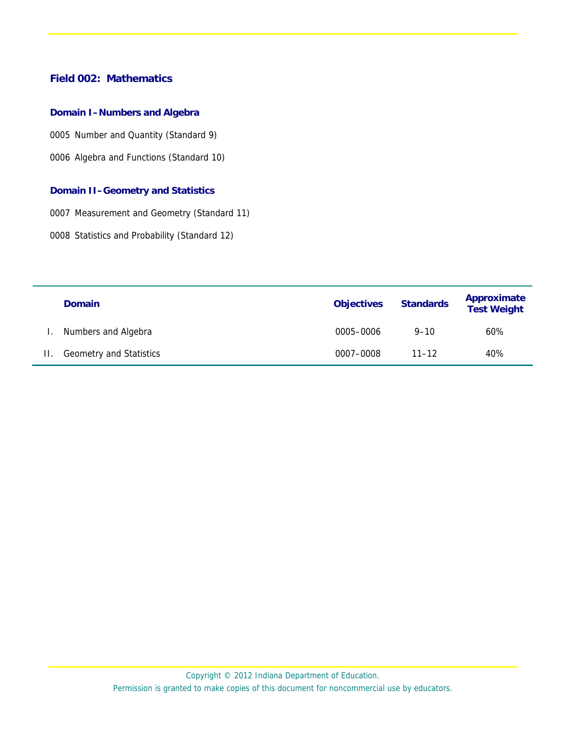## Field 002: Mathematics

### Domain I–Numbers and Algebra

0005 Number and Quantity (Standard 9)

0006 Algebra and Functions (Standard 10)

### Domain II–Geometry and Statistics

0007 Measurement and Geometry (Standard 11)

0008 Statistics and Probability (Standard 12)

| | Domain | Objectives | Standards | Approximate Test Weight |
|---|---|---|---|---|
| I. | Numbers and Algebra | 0005–0006 | 9–10 | 60% |
| II. | Geometry and Statistics | 0007–0008 | 11–12 | 40% |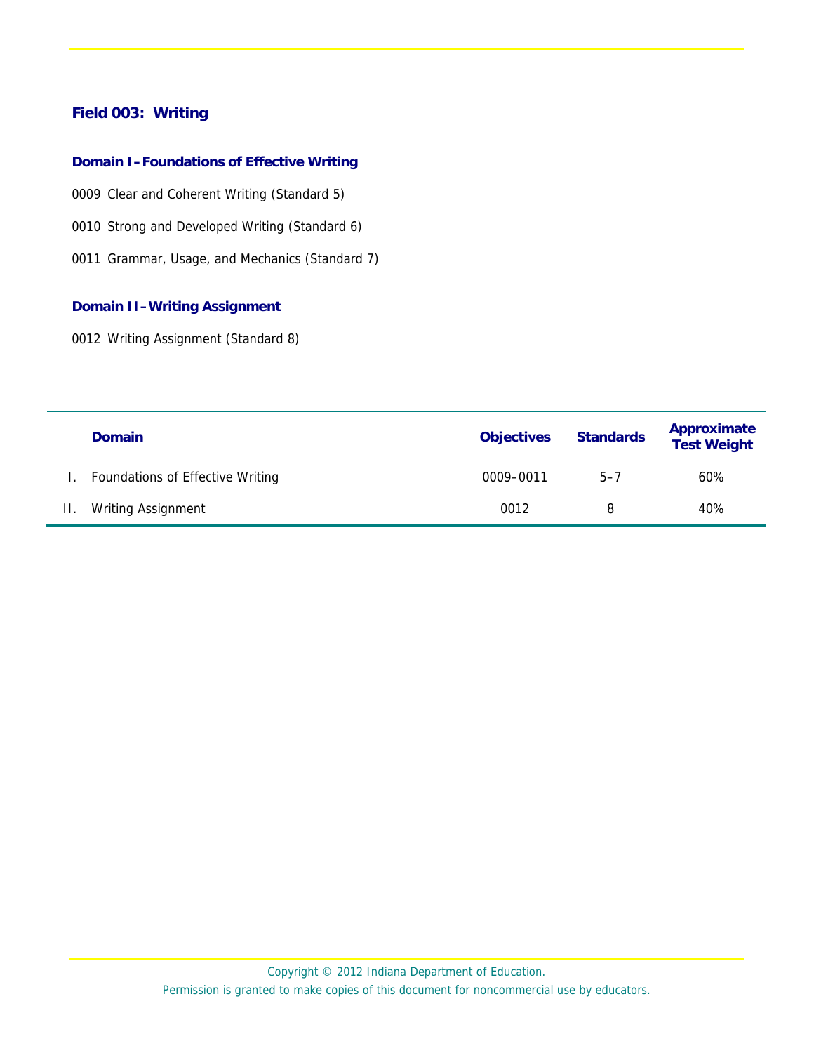## Field 003: Writing

### Domain I–Foundations of Effective Writing

0009 Clear and Coherent Writing (Standard 5)

0010 Strong and Developed Writing (Standard 6)

0011 Grammar, Usage, and Mechanics (Standard 7)

### Domain II–Writing Assignment

0012 Writing Assignment (Standard 8)

| | Domain | Objectives | Standards | Approximate Test Weight |
|---|---|---|---|---|
| I. | Foundations of Effective Writing | 0009–0011 | 5–7 | 60% |
| II. | Writing Assignment | 0012 | 8 | 40% |

Copyright © 2012 Indiana Department of Education.
Permission is granted to make copies of this document for noncommercial use by educators.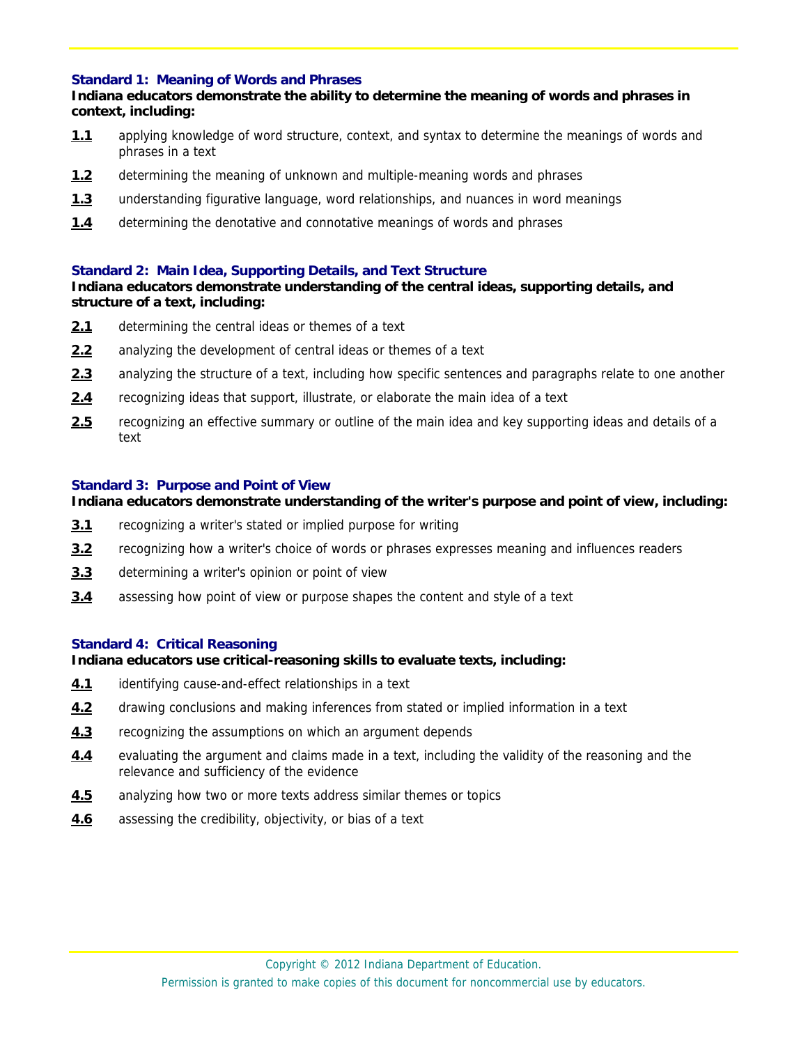### Standard 1: Meaning of Words and Phrases

**Indiana educators demonstrate the ability to determine the meaning of words and phrases in context, including:**

- **1.1** applying knowledge of word structure, context, and syntax to determine the meanings of words and phrases in a text
- **1.2** determining the meaning of unknown and multiple-meaning words and phrases
- **1.3** understanding figurative language, word relationships, and nuances in word meanings
- **1.4** determining the denotative and connotative meanings of words and phrases

### Standard 2: Main Idea, Supporting Details, and Text Structure

**Indiana educators demonstrate understanding of the central ideas, supporting details, and structure of a text, including:**

- **2.1** determining the central ideas or themes of a text
- **2.2** analyzing the development of central ideas or themes of a text
- **2.3** analyzing the structure of a text, including how specific sentences and paragraphs relate to one another
- **2.4** recognizing ideas that support, illustrate, or elaborate the main idea of a text
- **2.5** recognizing an effective summary or outline of the main idea and key supporting ideas and details of a text

### Standard 3: Purpose and Point of View

**Indiana educators demonstrate understanding of the writer's purpose and point of view, including:**

- **3.1** recognizing a writer's stated or implied purpose for writing
- **3.2** recognizing how a writer's choice of words or phrases expresses meaning and influences readers
- **3.3** determining a writer's opinion or point of view
- **3.4** assessing how point of view or purpose shapes the content and style of a text

### Standard 4: Critical Reasoning

**Indiana educators use critical-reasoning skills to evaluate texts, including:**

- **4.1** identifying cause-and-effect relationships in a text
- **4.2** drawing conclusions and making inferences from stated or implied information in a text
- **4.3** recognizing the assumptions on which an argument depends
- **4.4** evaluating the argument and claims made in a text, including the validity of the reasoning and the relevance and sufficiency of the evidence
- **4.5** analyzing how two or more texts address similar themes or topics
- **4.6** assessing the credibility, objectivity, or bias of a text

Copyright © 2012 Indiana Department of Education.
Permission is granted to make copies of this document for noncommercial use by educators.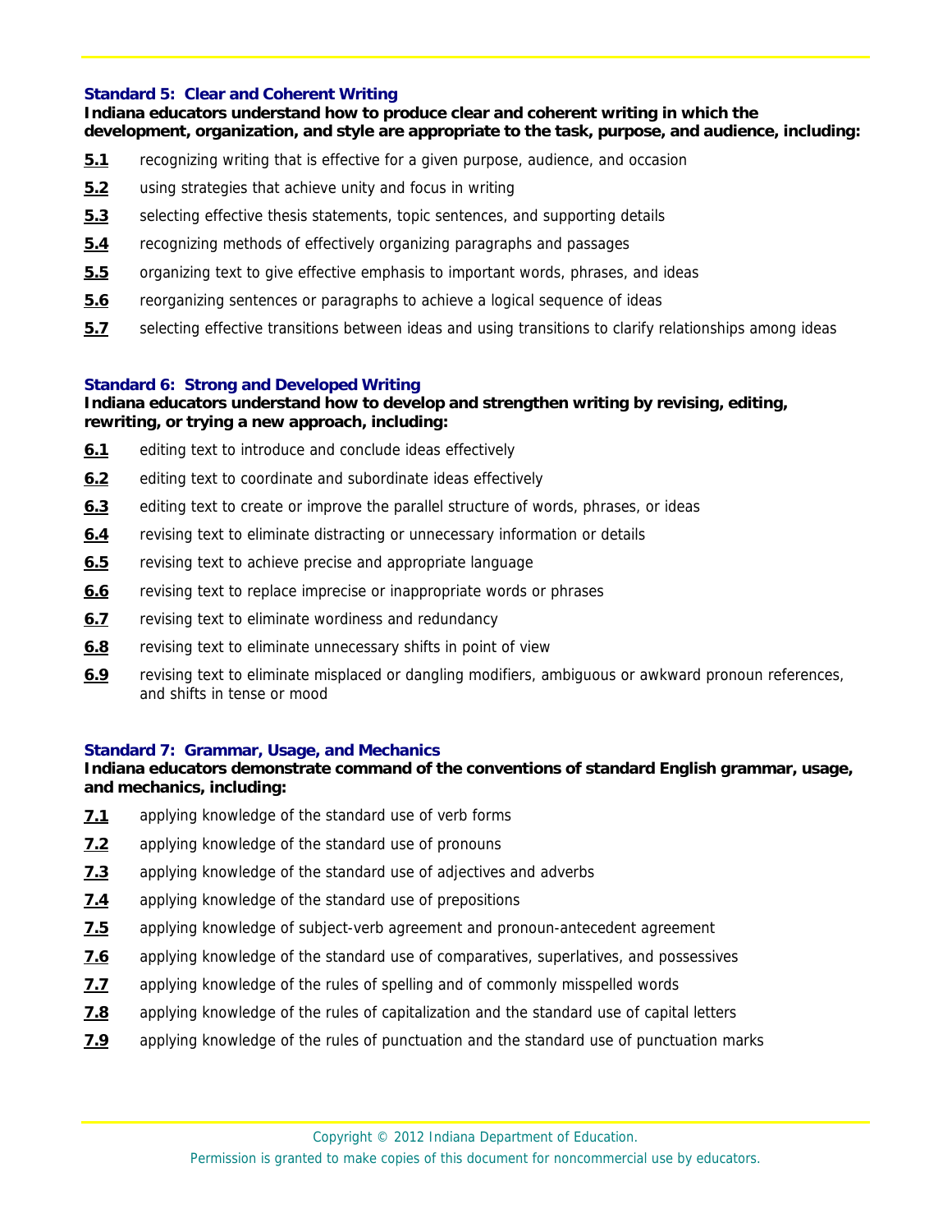### Standard 5: Clear and Coherent Writing

**Indiana educators understand how to produce clear and coherent writing in which the development, organization, and style are appropriate to the task, purpose, and audience, including:**

**5.1** recognizing writing that is effective for a given purpose, audience, and occasion

**5.2** using strategies that achieve unity and focus in writing

**5.3** selecting effective thesis statements, topic sentences, and supporting details

**5.4** recognizing methods of effectively organizing paragraphs and passages

**5.5** organizing text to give effective emphasis to important words, phrases, and ideas

**5.6** reorganizing sentences or paragraphs to achieve a logical sequence of ideas

**5.7** selecting effective transitions between ideas and using transitions to clarify relationships among ideas

### Standard 6: Strong and Developed Writing

**Indiana educators understand how to develop and strengthen writing by revising, editing, rewriting, or trying a new approach, including:**

**6.1** editing text to introduce and conclude ideas effectively

**6.2** editing text to coordinate and subordinate ideas effectively

**6.3** editing text to create or improve the parallel structure of words, phrases, or ideas

**6.4** revising text to eliminate distracting or unnecessary information or details

**6.5** revising text to achieve precise and appropriate language

**6.6** revising text to replace imprecise or inappropriate words or phrases

**6.7** revising text to eliminate wordiness and redundancy

**6.8** revising text to eliminate unnecessary shifts in point of view

**6.9** revising text to eliminate misplaced or dangling modifiers, ambiguous or awkward pronoun references, and shifts in tense or mood

### Standard 7: Grammar, Usage, and Mechanics

**Indiana educators demonstrate command of the conventions of standard English grammar, usage, and mechanics, including:**

**7.1** applying knowledge of the standard use of verb forms

**7.2** applying knowledge of the standard use of pronouns

**7.3** applying knowledge of the standard use of adjectives and adverbs

**7.4** applying knowledge of the standard use of prepositions

**7.5** applying knowledge of subject-verb agreement and pronoun-antecedent agreement

**7.6** applying knowledge of the standard use of comparatives, superlatives, and possessives

**7.7** applying knowledge of the rules of spelling and of commonly misspelled words

**7.8** applying knowledge of the rules of capitalization and the standard use of capital letters

**7.9** applying knowledge of the rules of punctuation and the standard use of punctuation marks

Copyright © 2012 Indiana Department of Education.
Permission is granted to make copies of this document for noncommercial use by educators.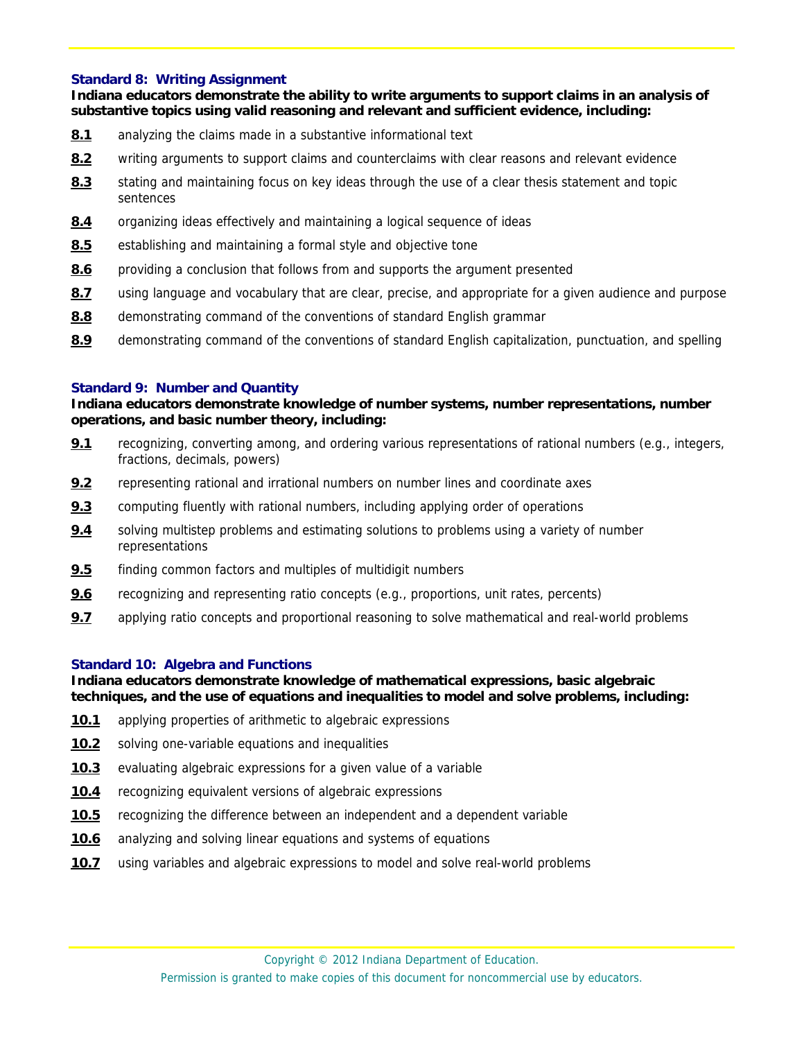### Standard 8: Writing Assignment

**Indiana educators demonstrate the ability to write arguments to support claims in an analysis of substantive topics using valid reasoning and relevant and sufficient evidence, including:**

- **8.1** analyzing the claims made in a substantive informational text
- **8.2** writing arguments to support claims and counterclaims with clear reasons and relevant evidence
- **8.3** stating and maintaining focus on key ideas through the use of a clear thesis statement and topic sentences
- **8.4** organizing ideas effectively and maintaining a logical sequence of ideas
- **8.5** establishing and maintaining a formal style and objective tone
- **8.6** providing a conclusion that follows from and supports the argument presented
- **8.7** using language and vocabulary that are clear, precise, and appropriate for a given audience and purpose
- **8.8** demonstrating command of the conventions of standard English grammar
- **8.9** demonstrating command of the conventions of standard English capitalization, punctuation, and spelling

### Standard 9: Number and Quantity

**Indiana educators demonstrate knowledge of number systems, number representations, number operations, and basic number theory, including:**

- **9.1** recognizing, converting among, and ordering various representations of rational numbers (e.g., integers, fractions, decimals, powers)
- **9.2** representing rational and irrational numbers on number lines and coordinate axes
- **9.3** computing fluently with rational numbers, including applying order of operations
- **9.4** solving multistep problems and estimating solutions to problems using a variety of number representations
- **9.5** finding common factors and multiples of multidigit numbers
- **9.6** recognizing and representing ratio concepts (e.g., proportions, unit rates, percents)
- **9.7** applying ratio concepts and proportional reasoning to solve mathematical and real-world problems

### Standard 10: Algebra and Functions

**Indiana educators demonstrate knowledge of mathematical expressions, basic algebraic techniques, and the use of equations and inequalities to model and solve problems, including:**

- **10.1** applying properties of arithmetic to algebraic expressions
- **10.2** solving one-variable equations and inequalities
- **10.3** evaluating algebraic expressions for a given value of a variable
- **10.4** recognizing equivalent versions of algebraic expressions
- **10.5** recognizing the difference between an independent and a dependent variable
- **10.6** analyzing and solving linear equations and systems of equations
- **10.7** using variables and algebraic expressions to model and solve real-world problems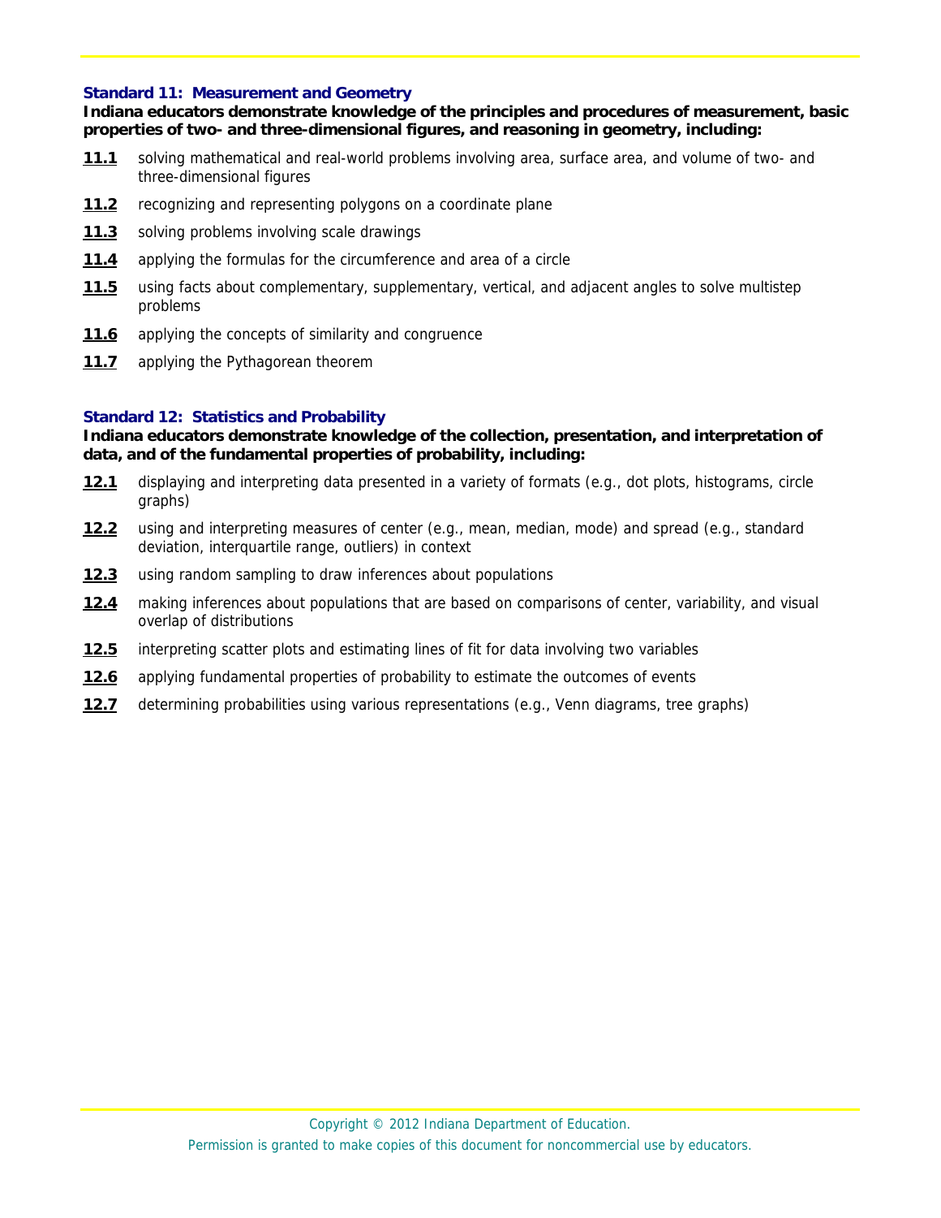### Standard 11: Measurement and Geometry

**Indiana educators demonstrate knowledge of the principles and procedures of measurement, basic properties of two- and three-dimensional figures, and reasoning in geometry, including:**

- **11.1** solving mathematical and real-world problems involving area, surface area, and volume of two- and three-dimensional figures
- **11.2** recognizing and representing polygons on a coordinate plane
- **11.3** solving problems involving scale drawings
- **11.4** applying the formulas for the circumference and area of a circle
- **11.5** using facts about complementary, supplementary, vertical, and adjacent angles to solve multistep problems
- **11.6** applying the concepts of similarity and congruence
- **11.7** applying the Pythagorean theorem

### Standard 12: Statistics and Probability

**Indiana educators demonstrate knowledge of the collection, presentation, and interpretation of data, and of the fundamental properties of probability, including:**

- **12.1** displaying and interpreting data presented in a variety of formats (e.g., dot plots, histograms, circle graphs)
- **12.2** using and interpreting measures of center (e.g., mean, median, mode) and spread (e.g., standard deviation, interquartile range, outliers) in context
- **12.3** using random sampling to draw inferences about populations
- **12.4** making inferences about populations that are based on comparisons of center, variability, and visual overlap of distributions
- **12.5** interpreting scatter plots and estimating lines of fit for data involving two variables
- **12.6** applying fundamental properties of probability to estimate the outcomes of events
- **12.7** determining probabilities using various representations (e.g., Venn diagrams, tree graphs)

Copyright © 2012 Indiana Department of Education.

Permission is granted to make copies of this document for noncommercial use by educators.